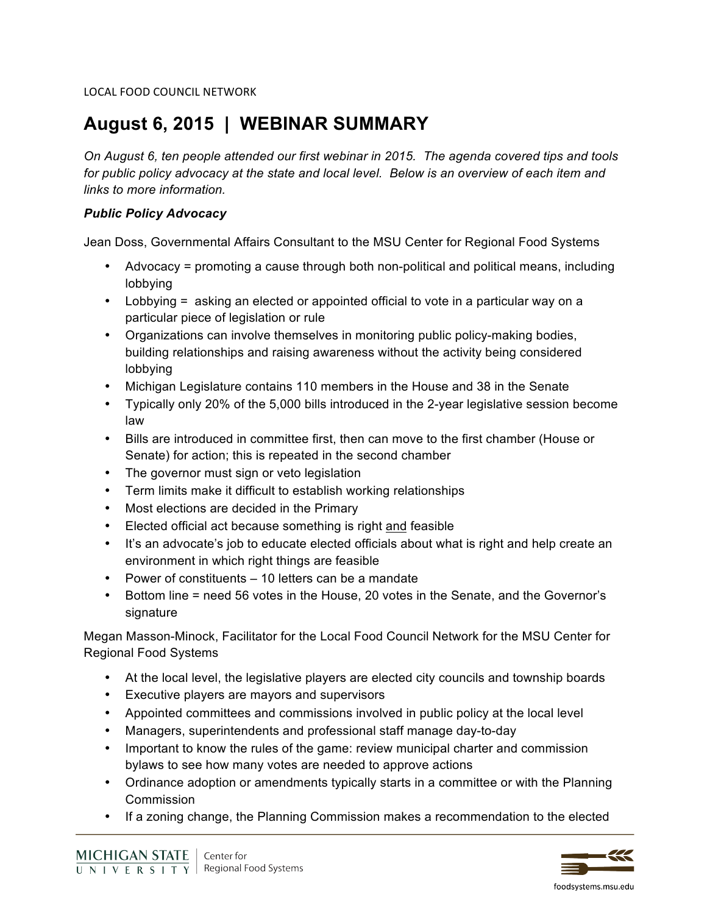LOCAL FOOD COUNCIL NETWORK

# August 6, 2015 | WEBINAR SUMMARY

*On August 6, ten people attended our first webinar in 2015. The agenda covered tips and tools for public policy advocacy at the state and local level. Below is an overview of each item and links to more information.*

***Public Policy Advocacy***

Jean Doss, Governmental Affairs Consultant to the MSU Center for Regional Food Systems

- Advocacy = promoting a cause through both non-political and political means, including lobbying
- Lobbying = asking an elected or appointed official to vote in a particular way on a particular piece of legislation or rule
- Organizations can involve themselves in monitoring public policy-making bodies, building relationships and raising awareness without the activity being considered lobbying
- Michigan Legislature contains 110 members in the House and 38 in the Senate
- Typically only 20% of the 5,000 bills introduced in the 2-year legislative session become law
- Bills are introduced in committee first, then can move to the first chamber (House or Senate) for action; this is repeated in the second chamber
- The governor must sign or veto legislation
- Term limits make it difficult to establish working relationships
- Most elections are decided in the Primary
- Elected official act because something is right <u>and</u> feasible
- It's an advocate's job to educate elected officials about what is right and help create an environment in which right things are feasible
- Power of constituents – 10 letters can be a mandate
- Bottom line = need 56 votes in the House, 20 votes in the Senate, and the Governor's signature

Megan Masson-Minock, Facilitator for the Local Food Council Network for the MSU Center for Regional Food Systems

- At the local level, the legislative players are elected city councils and township boards
- Executive players are mayors and supervisors
- Appointed committees and commissions involved in public policy at the local level
- Managers, superintendents and professional staff manage day-to-day
- Important to know the rules of the game: review municipal charter and commission bylaws to see how many votes are needed to approve actions
- Ordinance adoption or amendments typically starts in a committee or with the Planning Commission
- If a zoning change, the Planning Commission makes a recommendation to the elected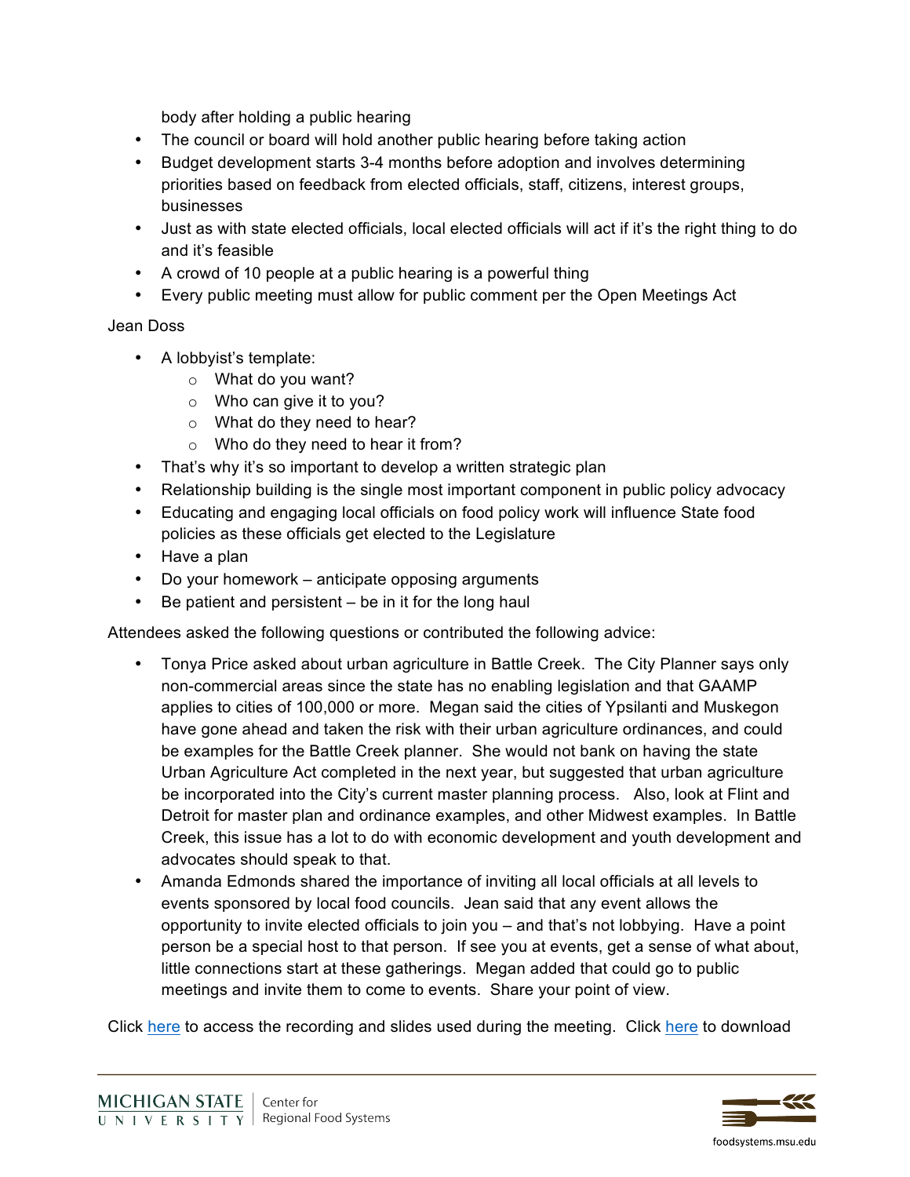body after holding a public hearing

- The council or board will hold another public hearing before taking action
- Budget development starts 3-4 months before adoption and involves determining priorities based on feedback from elected officials, staff, citizens, interest groups, businesses
- Just as with state elected officials, local elected officials will act if it's the right thing to do and it's feasible
- A crowd of 10 people at a public hearing is a powerful thing
- Every public meeting must allow for public comment per the Open Meetings Act

Jean Doss

- A lobbyist's template:
  - What do you want?
  - Who can give it to you?
  - What do they need to hear?
  - Who do they need to hear it from?
- That's why it's so important to develop a written strategic plan
- Relationship building is the single most important component in public policy advocacy
- Educating and engaging local officials on food policy work will influence State food policies as these officials get elected to the Legislature
- Have a plan
- Do your homework – anticipate opposing arguments
- Be patient and persistent – be in it for the long haul

Attendees asked the following questions or contributed the following advice:

- Tonya Price asked about urban agriculture in Battle Creek. The City Planner says only non-commercial areas since the state has no enabling legislation and that GAAMP applies to cities of 100,000 or more. Megan said the cities of Ypsilanti and Muskegon have gone ahead and taken the risk with their urban agriculture ordinances, and could be examples for the Battle Creek planner. She would not bank on having the state Urban Agriculture Act completed in the next year, but suggested that urban agriculture be incorporated into the City's current master planning process. Also, look at Flint and Detroit for master plan and ordinance examples, and other Midwest examples. In Battle Creek, this issue has a lot to do with economic development and youth development and advocates should speak to that.
- Amanda Edmonds shared the importance of inviting all local officials at all levels to events sponsored by local food councils. Jean said that any event allows the opportunity to invite elected officials to join you – and that's not lobbying. Have a point person be a special host to that person. If see you at events, get a sense of what about, little connections start at these gatherings. Megan added that could go to public meetings and invite them to come to events. Share your point of view.

Click here to access the recording and slides used during the meeting. Click here to download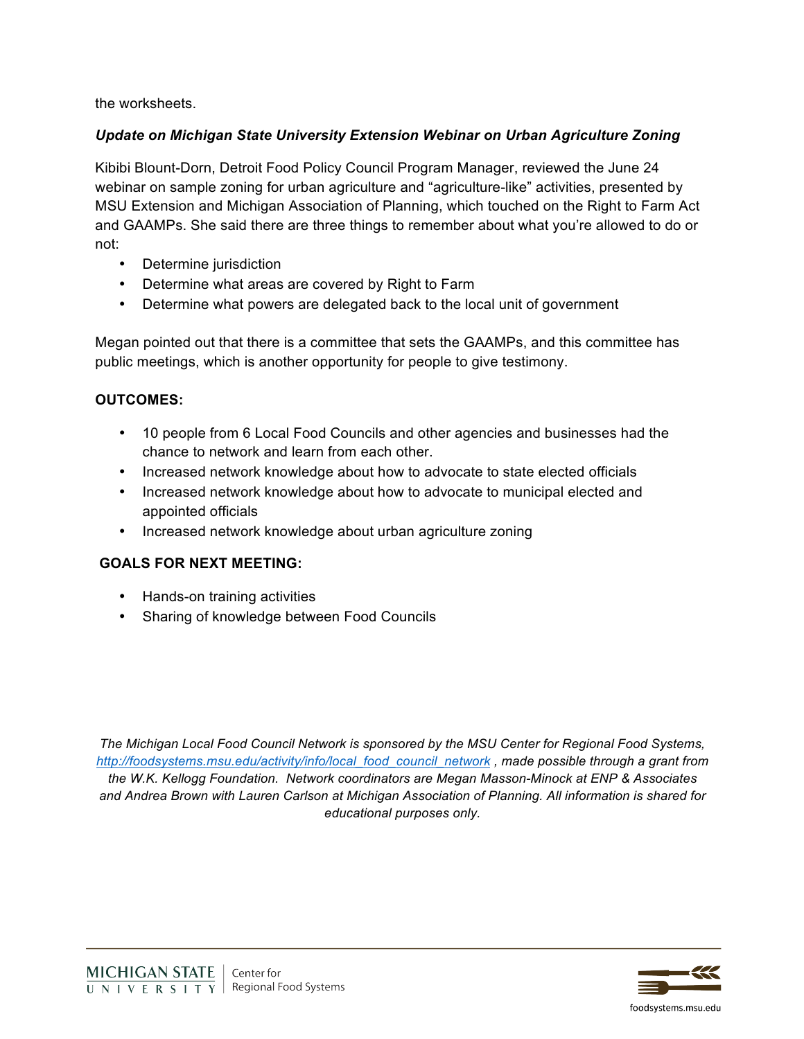the worksheets.

***Update on Michigan State University Extension Webinar on Urban Agriculture Zoning***

Kibibi Blount-Dorn, Detroit Food Policy Council Program Manager, reviewed the June 24 webinar on sample zoning for urban agriculture and "agriculture-like" activities, presented by MSU Extension and Michigan Association of Planning, which touched on the Right to Farm Act and GAAMPs. She said there are three things to remember about what you're allowed to do or not:

- Determine jurisdiction
- Determine what areas are covered by Right to Farm
- Determine what powers are delegated back to the local unit of government

Megan pointed out that there is a committee that sets the GAAMPs, and this committee has public meetings, which is another opportunity for people to give testimony.

**OUTCOMES:**

- 10 people from 6 Local Food Councils and other agencies and businesses had the chance to network and learn from each other.
- Increased network knowledge about how to advocate to state elected officials
- Increased network knowledge about how to advocate to municipal elected and appointed officials
- Increased network knowledge about urban agriculture zoning

**GOALS FOR NEXT MEETING:**

- Hands-on training activities
- Sharing of knowledge between Food Councils

*The Michigan Local Food Council Network is sponsored by the MSU Center for Regional Food Systems, [http://foodsystems.msu.edu/activity/info/local_food_council_network](http://foodsystems.msu.edu/activity/info/local_food_council_network) , made possible through a grant from the W.K. Kellogg Foundation. Network coordinators are Megan Masson-Minock at ENP & Associates and Andrea Brown with Lauren Carlson at Michigan Association of Planning. All information is shared for educational purposes only.*